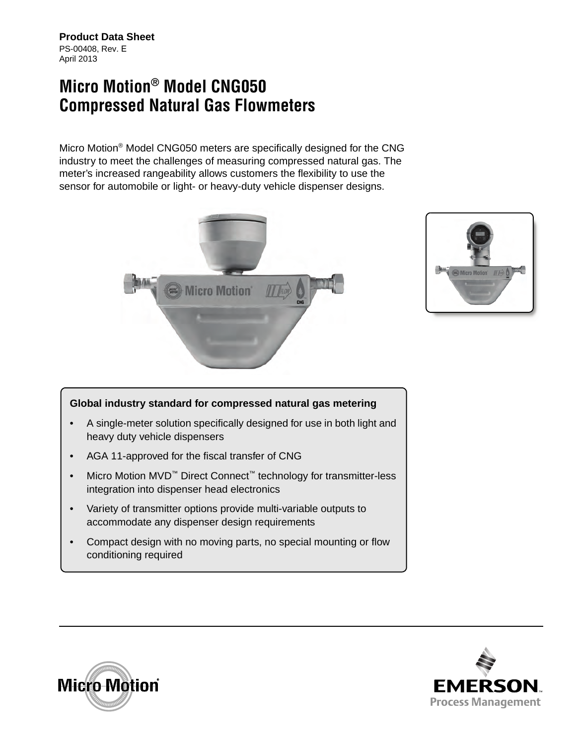**Product Data Sheet**
PS-00408, Rev. E
April 2013

# Micro Motion® Model CNG050 Compressed Natural Gas Flowmeters

Micro Motion® Model CNG050 meters are specifically designed for the CNG industry to meet the challenges of measuring compressed natural gas. The meter's increased rangeability allows customers the flexibility to use the sensor for automobile or light- or heavy-duty vehicle dispenser designs.

**Global industry standard for compressed natural gas metering**

- A single-meter solution specifically designed for use in both light and heavy duty vehicle dispensers
- AGA 11-approved for the fiscal transfer of CNG
- Micro Motion MVD™ Direct Connect™ technology for transmitter-less integration into dispenser head electronics
- Variety of transmitter options provide multi-variable outputs to accommodate any dispenser design requirements
- Compact design with no moving parts, no special mounting or flow conditioning required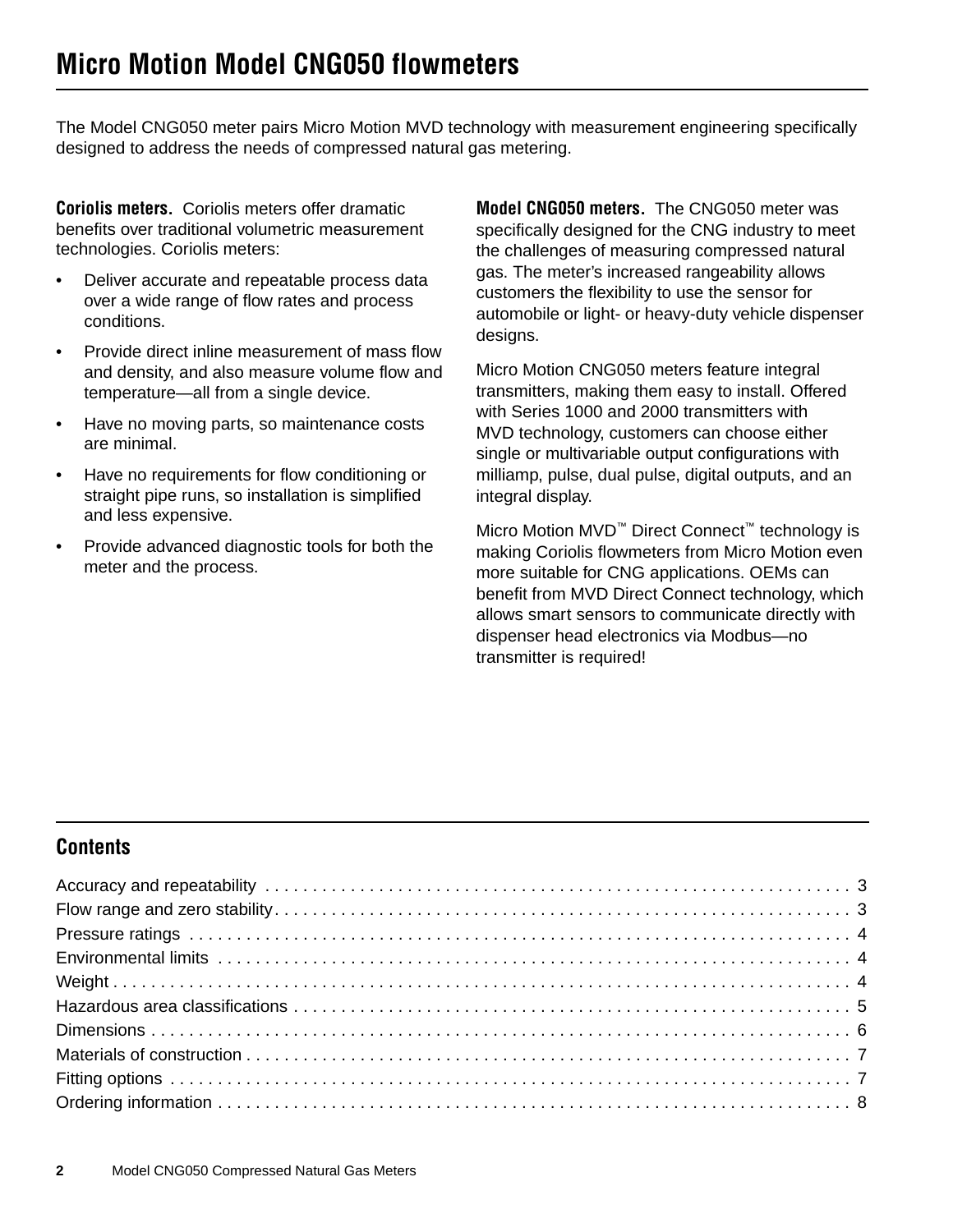# Micro Motion Model CNG050 flowmeters

The Model CNG050 meter pairs Micro Motion MVD technology with measurement engineering specifically designed to address the needs of compressed natural gas metering.

**Coriolis meters.** Coriolis meters offer dramatic benefits over traditional volumetric measurement technologies. Coriolis meters:

- Deliver accurate and repeatable process data over a wide range of flow rates and process conditions.
- Provide direct inline measurement of mass flow and density, and also measure volume flow and temperature—all from a single device.
- Have no moving parts, so maintenance costs are minimal.
- Have no requirements for flow conditioning or straight pipe runs, so installation is simplified and less expensive.
- Provide advanced diagnostic tools for both the meter and the process.

**Model CNG050 meters.** The CNG050 meter was specifically designed for the CNG industry to meet the challenges of measuring compressed natural gas. The meter's increased rangeability allows customers the flexibility to use the sensor for automobile or light- or heavy-duty vehicle dispenser designs.

Micro Motion CNG050 meters feature integral transmitters, making them easy to install. Offered with Series 1000 and 2000 transmitters with MVD technology, customers can choose either single or multivariable output configurations with milliamp, pulse, dual pulse, digital outputs, and an integral display.

Micro Motion MVD™ Direct Connect™ technology is making Coriolis flowmeters from Micro Motion even more suitable for CNG applications. OEMs can benefit from MVD Direct Connect technology, which allows smart sensors to communicate directly with dispenser head electronics via Modbus—no transmitter is required!

## Contents

Accuracy and repeatability . . . . . . . . . . 3
Flow range and zero stability . . . . . . . . . . 3
Pressure ratings . . . . . . . . . . 4
Environmental limits . . . . . . . . . . 4
Weight . . . . . . . . . . 4
Hazardous area classifications . . . . . . . . . . 5
Dimensions . . . . . . . . . . 6
Materials of construction . . . . . . . . . . 7
Fitting options . . . . . . . . . . 7
Ordering information . . . . . . . . . . 8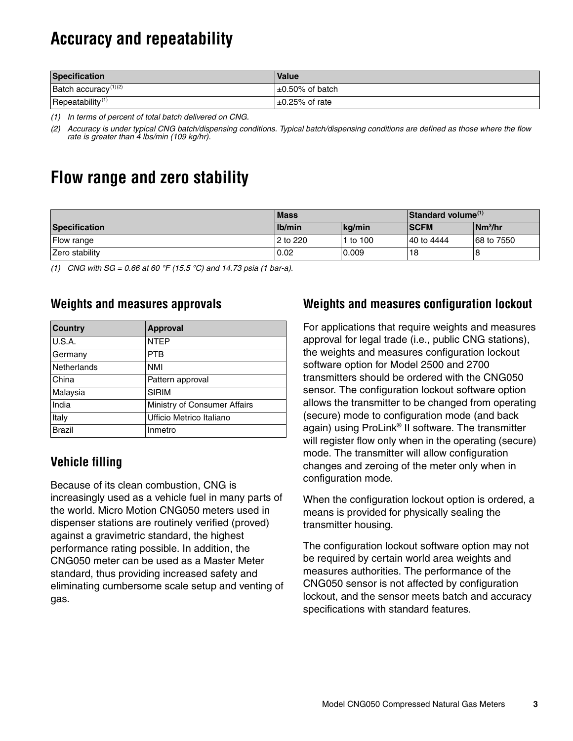# Accuracy and repeatability

| Specification | Value |
|---|---|
| Batch accuracy[(1)(2)] | ±0.50% of batch |
| Repeatability[(1)] | ±0.25% of rate |

*(1) In terms of percent of total batch delivered on CNG.*

*(2) Accuracy is under typical CNG batch/dispensing conditions. Typical batch/dispensing conditions are defined as those where the flow rate is greater than 4 lbs/min (109 kg/hr).*

# Flow range and zero stability

| | Mass | | Standard volume[(1)] | |
|---|---|---|---|---|
| Specification | lb/min | kg/min | SCFM | $Nm^3/hr$ |
| Flow range | 2 to 220 | 1 to 100 | 40 to 4444 | 68 to 7550 |
| Zero stability | 0.02 | 0.009 | 18 | 8 |

*(1) CNG with SG = 0.66 at 60 °F (15.5 °C) and 14.73 psia (1 bar-a).*

## Weights and measures approvals

| Country | Approval |
|---|---|
| U.S.A. | NTEP |
| Germany | PTB |
| Netherlands | NMI |
| China | Pattern approval |
| Malaysia | SIRIM |
| India | Ministry of Consumer Affairs |
| Italy | Ufficio Metrico Italiano |
| Brazil | Inmetro |

## Vehicle filling

Because of its clean combustion, CNG is increasingly used as a vehicle fuel in many parts of the world. Micro Motion CNG050 meters used in dispenser stations are routinely verified (proved) against a gravimetric standard, the highest performance rating possible. In addition, the CNG050 meter can be used as a Master Meter standard, thus providing increased safety and eliminating cumbersome scale setup and venting of gas.

## Weights and measures configuration lockout

For applications that require weights and measures approval for legal trade (i.e., public CNG stations), the weights and measures configuration lockout software option for Model 2500 and 2700 transmitters should be ordered with the CNG050 sensor. The configuration lockout software option allows the transmitter to be changed from operating (secure) mode to configuration mode (and back again) using ProLink® II software. The transmitter will register flow only when in the operating (secure) mode. The transmitter will allow configuration changes and zeroing of the meter only when in configuration mode.

When the configuration lockout option is ordered, a means is provided for physically sealing the transmitter housing.

The configuration lockout software option may not be required by certain world area weights and measures authorities. The performance of the CNG050 sensor is not affected by configuration lockout, and the sensor meets batch and accuracy specifications with standard features.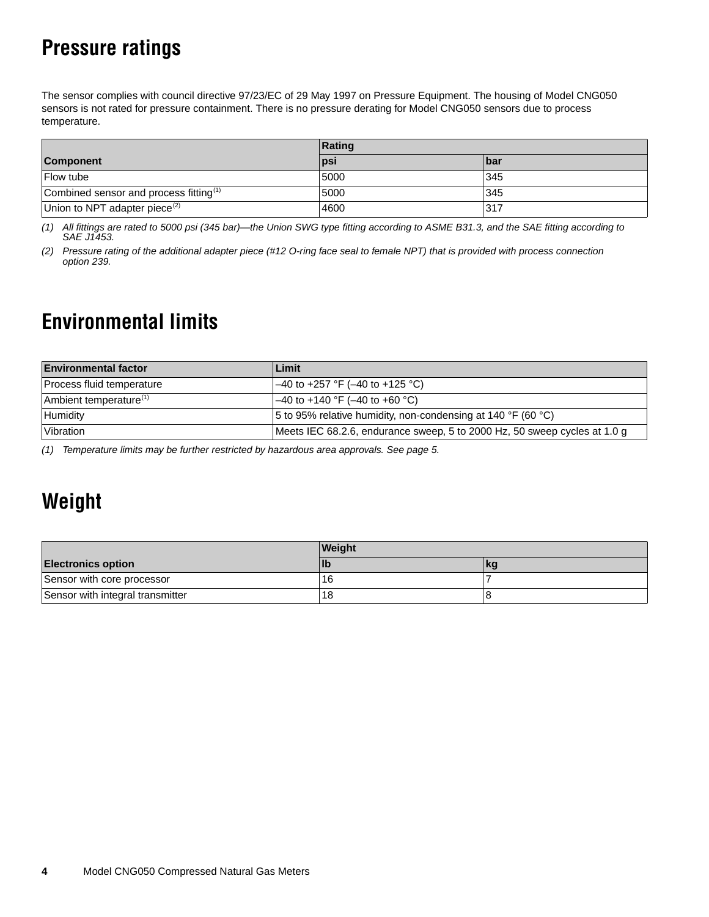## Pressure ratings

The sensor complies with council directive 97/23/EC of 29 May 1997 on Pressure Equipment. The housing of Model CNG050 sensors is not rated for pressure containment. There is no pressure derating for Model CNG050 sensors due to process temperature.

| | Rating | |
|---|---|---|
| **Component** | **psi** | **bar** |
| Flow tube | 5000 | 345 |
| Combined sensor and process fitting[(1)] | 5000 | 345 |
| Union to NPT adapter piece[(2)] | 4600 | 317 |

*(1) All fittings are rated to 5000 psi (345 bar)—the Union SWG type fitting according to ASME B31.3, and the SAE fitting according to SAE J1453.*

*(2) Pressure rating of the additional adapter piece (#12 O-ring face seal to female NPT) that is provided with process connection option 239.*

## Environmental limits

| Environmental factor | Limit |
|---|---|
| Process fluid temperature | –40 to +257 °F (–40 to +125 °C) |
| Ambient temperature[(1)] | –40 to +140 °F (–40 to +60 °C) |
| Humidity | 5 to 95% relative humidity, non-condensing at 140 °F (60 °C) |
| Vibration | Meets IEC 68.2.6, endurance sweep, 5 to 2000 Hz, 50 sweep cycles at 1.0 g |

*(1) Temperature limits may be further restricted by hazardous area approvals. See page 5.*

## Weight

| | Weight | |
|---|---|---|
| **Electronics option** | **lb** | **kg** |
| Sensor with core processor | 16 | 7 |
| Sensor with integral transmitter | 18 | 8 |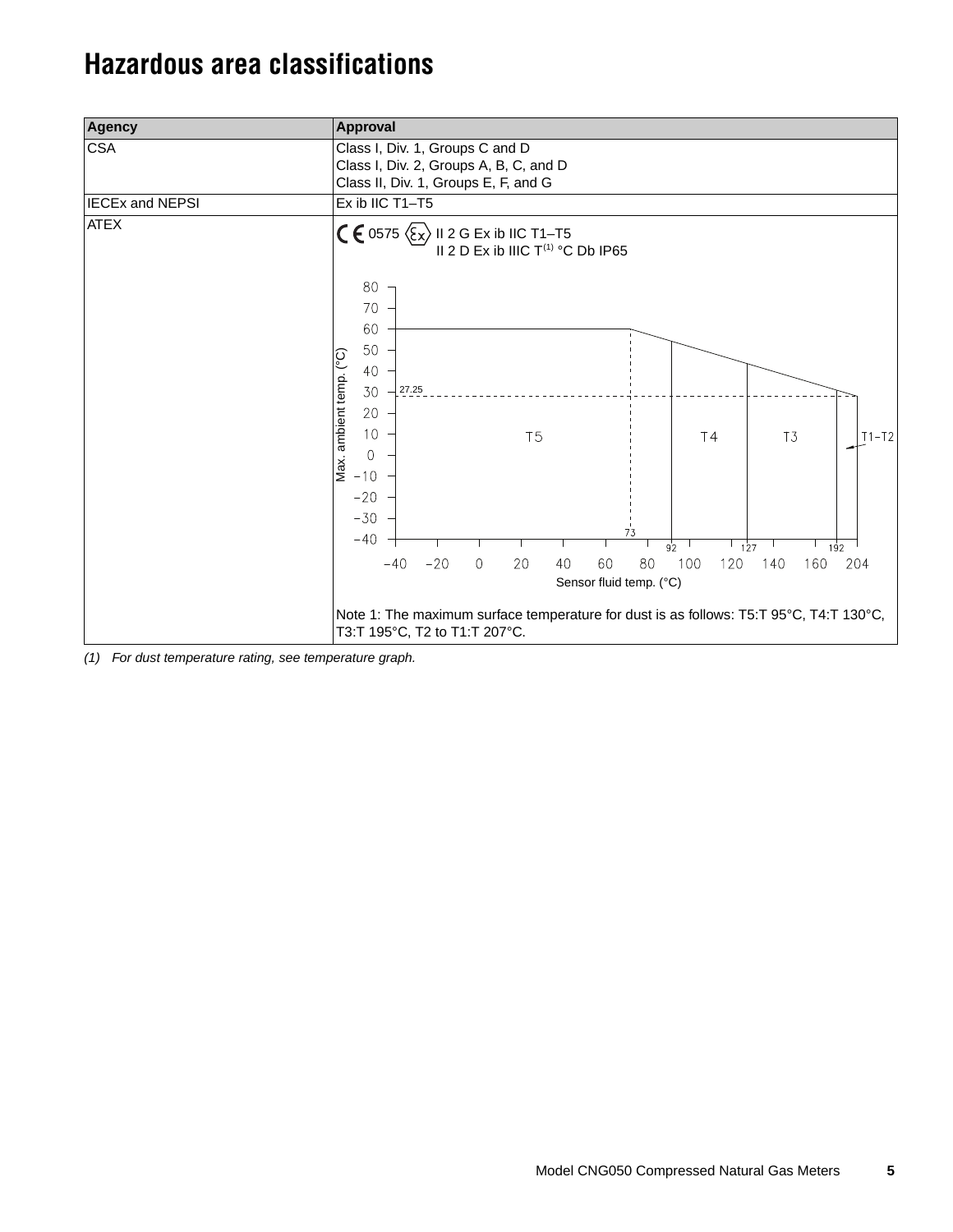# Hazardous area classifications

| Agency | Approval |
|---|---|
| CSA | Class I, Div. 1, Groups C and D<br>Class I, Div. 2, Groups A, B, C, and D<br>Class II, Div. 1, Groups E, F, and G |
| IECEx and NEPSI | Ex ib IIC T1–T5 |
| ATEX | CE 0575 Ex II 2 G Ex ib IIC T1–T5<br>II 2 D Ex ib IIIC T(1) °C Db IP65<br><br>Note 1: The maximum surface temperature for dust is as follows: T5:T 95°C, T4:T 130°C, T3:T 195°C, T2 to T1:T 207°C. |

(1) *For dust temperature rating, see temperature graph.*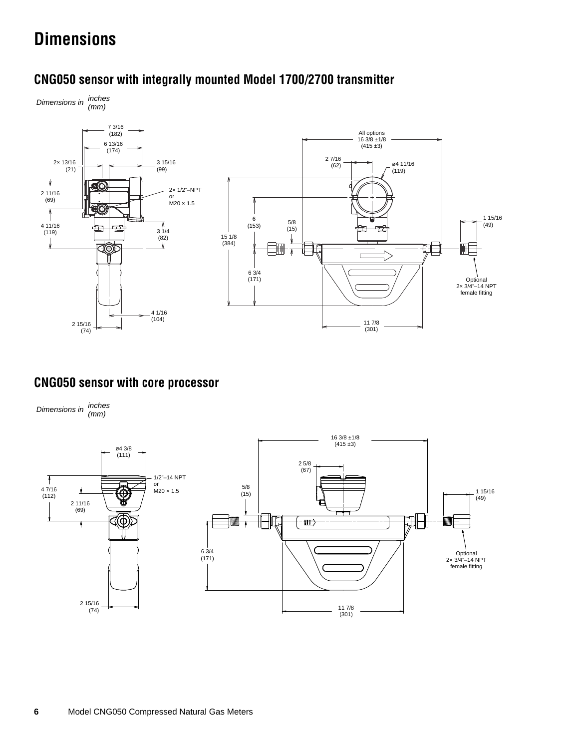# Dimensions

## CNG050 sensor with integrally mounted Model 1700/2700 transmitter

*Dimensions in* *inches (mm)*

## CNG050 sensor with core processor

*Dimensions in* *inches (mm)*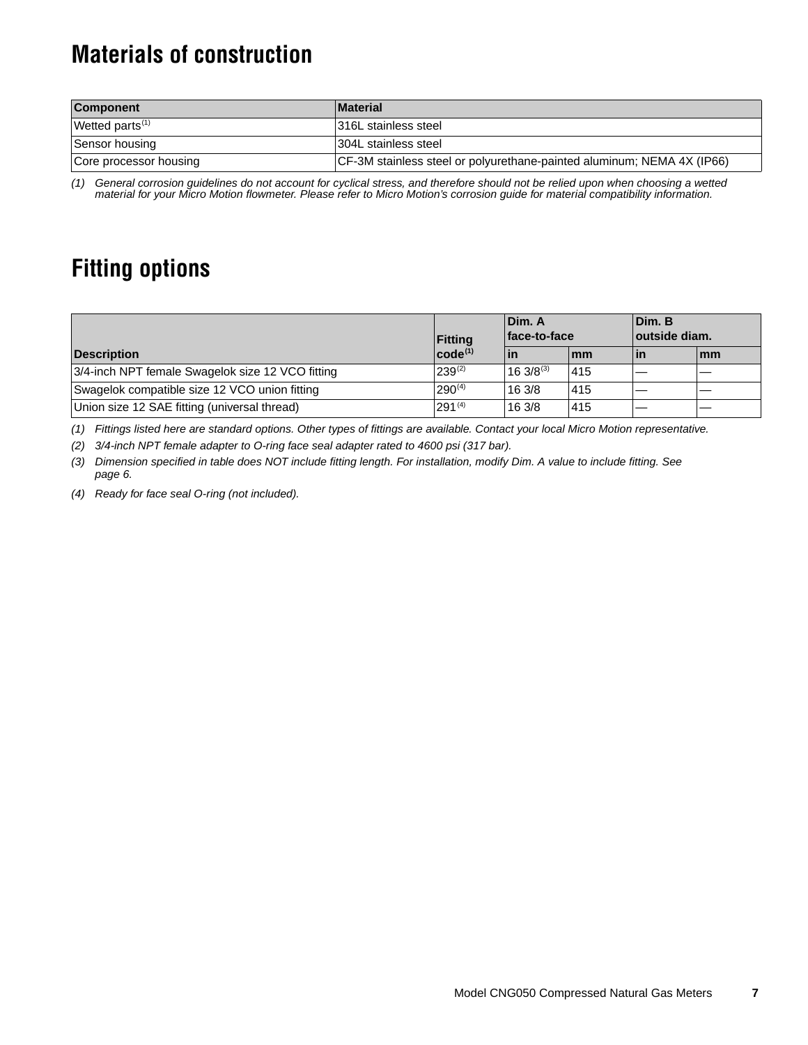## Materials of construction

| Component | Material |
|---|---|
| Wetted parts[1] | 316L stainless steel |
| Sensor housing | 304L stainless steel |
| Core processor housing | CF-3M stainless steel or polyurethane-painted aluminum; NEMA 4X (IP66) |

*(1) General corrosion guidelines do not account for cyclical stress, and therefore should not be relied upon when choosing a wetted material for your Micro Motion flowmeter. Please refer to Micro Motion's corrosion guide for material compatibility information.*

## Fitting options

| Description | Fitting code[1] | Dim. A face-to-face | | Dim. B outside diam. | |
|---|---|---|---|---|---|
| | | in | mm | in | mm |
| 3/4-inch NPT female Swagelok size 12 VCO fitting | 239[2] | 16 3/8[3] | 415 | — | — |
| Swagelok compatible size 12 VCO union fitting | 290[4] | 16 3/8 | 415 | — | — |
| Union size 12 SAE fitting (universal thread) | 291[4] | 16 3/8 | 415 | — | — |

*(1) Fittings listed here are standard options. Other types of fittings are available. Contact your local Micro Motion representative.*

*(2) 3/4-inch NPT female adapter to O-ring face seal adapter rated to 4600 psi (317 bar).*

*(3) Dimension specified in table does NOT include fitting length. For installation, modify Dim. A value to include fitting. See page 6.*

*(4) Ready for face seal O-ring (not included).*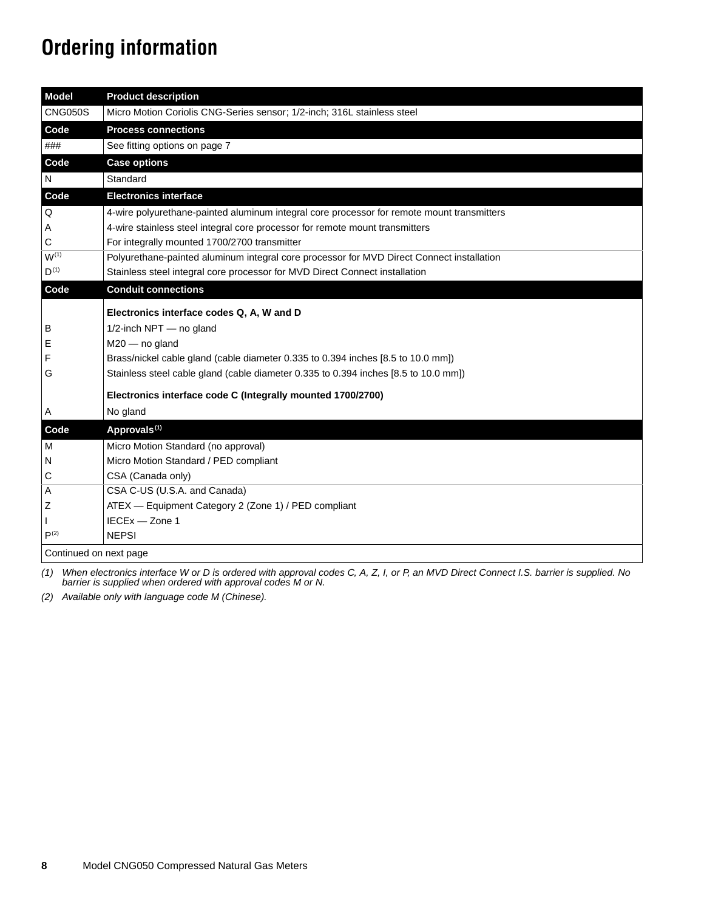# Ordering information

| Model | Product description |
| --- | --- |
| CNG050S | Micro Motion Coriolis CNG-Series sensor; 1/2-inch; 316L stainless steel |
| **Code** | **Process connections** |
| ### | See fitting options on page 7 |
| **Code** | **Case options** |
| N | Standard |
| **Code** | **Electronics interface** |
| Q | 4-wire polyurethane-painted aluminum integral core processor for remote mount transmitters |
| A | 4-wire stainless steel integral core processor for remote mount transmitters |
| C | For integrally mounted 1700/2700 transmitter |
| W(1) | Polyurethane-painted aluminum integral core processor for MVD Direct Connect installation |
| D(1) | Stainless steel integral core processor for MVD Direct Connect installation |
| **Code** | **Conduit connections** |
| | **Electronics interface codes Q, A, W and D** |
| B | 1/2-inch NPT — no gland |
| E | M20 — no gland |
| F | Brass/nickel cable gland (cable diameter 0.335 to 0.394 inches [8.5 to 10.0 mm]) |
| G | Stainless steel cable gland (cable diameter 0.335 to 0.394 inches [8.5 to 10.0 mm]) |
| | **Electronics interface code C (Integrally mounted 1700/2700)** |
| A | No gland |
| **Code** | **Approvals(1)** |
| M | Micro Motion Standard (no approval) |
| N | Micro Motion Standard / PED compliant |
| C | CSA (Canada only) |
| A | CSA C-US (U.S.A. and Canada) |
| Z | ATEX — Equipment Category 2 (Zone 1) / PED compliant |
| I | IECEx — Zone 1 |
| P(2) | NEPSI |
| Continued on next page | |

*(1) When electronics interface W or D is ordered with approval codes C, A, Z, I, or P, an MVD Direct Connect I.S. barrier is supplied. No barrier is supplied when ordered with approval codes M or N.*

*(2) Available only with language code M (Chinese).*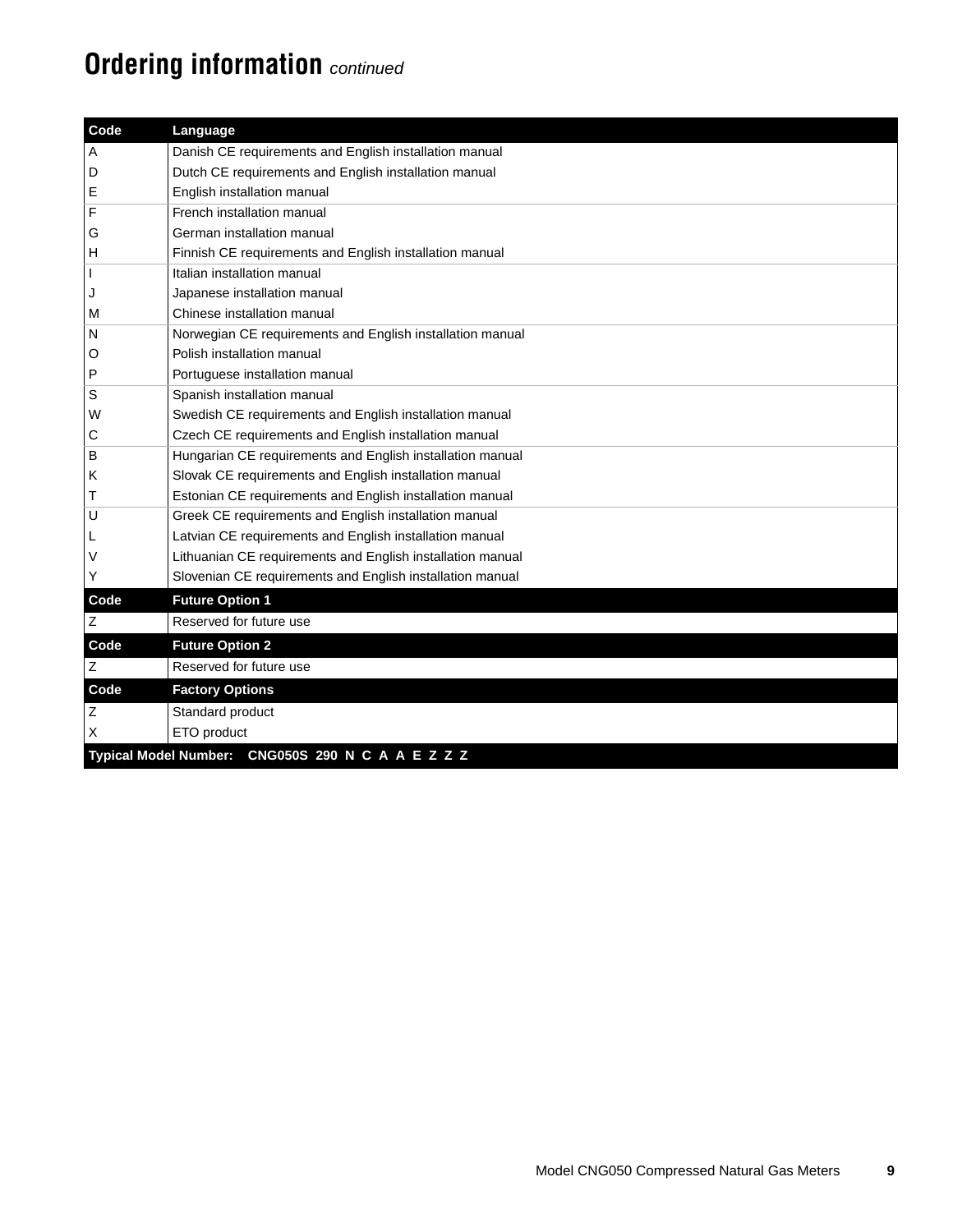# Ordering information *continued*

| Code | Language |
|---|---|
| A | Danish CE requirements and English installation manual |
| D | Dutch CE requirements and English installation manual |
| E | English installation manual |
| F | French installation manual |
| G | German installation manual |
| H | Finnish CE requirements and English installation manual |
| I | Italian installation manual |
| J | Japanese installation manual |
| M | Chinese installation manual |
| N | Norwegian CE requirements and English installation manual |
| O | Polish installation manual |
| P | Portuguese installation manual |
| S | Spanish installation manual |
| W | Swedish CE requirements and English installation manual |
| C | Czech CE requirements and English installation manual |
| B | Hungarian CE requirements and English installation manual |
| K | Slovak CE requirements and English installation manual |
| T | Estonian CE requirements and English installation manual |
| U | Greek CE requirements and English installation manual |
| L | Latvian CE requirements and English installation manual |
| V | Lithuanian CE requirements and English installation manual |
| Y | Slovenian CE requirements and English installation manual |
| **Code** | **Future Option 1** |
| Z | Reserved for future use |
| **Code** | **Future Option 2** |
| Z | Reserved for future use |
| **Code** | **Factory Options** |
| Z | Standard product |
| X | ETO product |
| **Typical Model Number:** | **CNG050S 290 N C A A E Z Z Z** |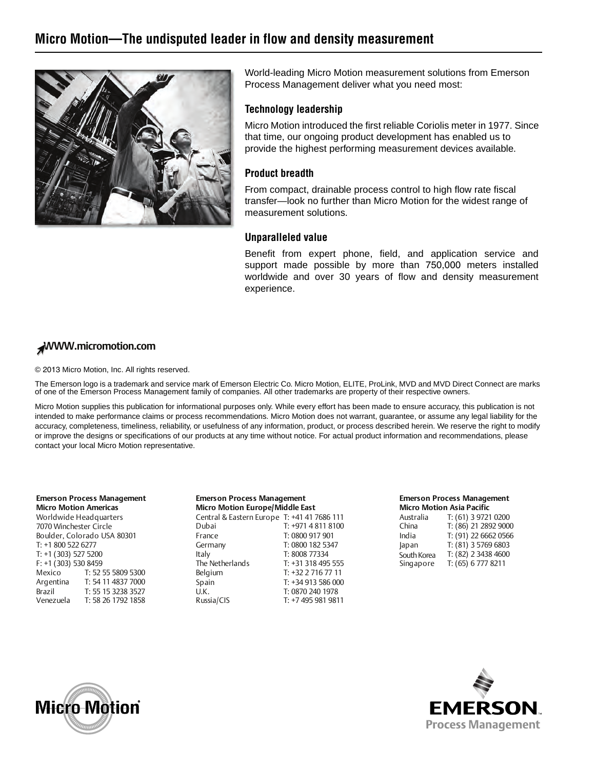## Micro Motion—The undisputed leader in flow and density measurement

World-leading Micro Motion measurement solutions from Emerson Process Management deliver what you need most:

### Technology leadership

Micro Motion introduced the first reliable Coriolis meter in 1977. Since that time, our ongoing product development has enabled us to provide the highest performing measurement devices available.

### Product breadth

From compact, drainable process control to high flow rate fiscal transfer—look no further than Micro Motion for the widest range of measurement solutions.

### Unparalleled value

Benefit from expert phone, field, and application service and support made possible by more than 750,000 meters installed worldwide and over 30 years of flow and density measurement experience.

**WWW.micromotion.com**

© 2013 Micro Motion, Inc. All rights reserved.

The Emerson logo is a trademark and service mark of Emerson Electric Co. Micro Motion, ELITE, ProLink, MVD and MVD Direct Connect are marks of one of the Emerson Process Management family of companies. All other trademarks are property of their respective owners.

Micro Motion supplies this publication for informational purposes only. While every effort has been made to ensure accuracy, this publication is not intended to make performance claims or process recommendations. Micro Motion does not warrant, guarantee, or assume any legal liability for the accuracy, completeness, timeliness, reliability, or usefulness of any information, product, or process described herein. We reserve the right to modify or improve the designs or specifications of our products at any time without notice. For actual product information and recommendations, please contact your local Micro Motion representative.

**Emerson Process Management**
**Micro Motion Americas**
Worldwide Headquarters
7070 Winchester Circle
Boulder, Colorado USA 80301
T: +1 800 522 6277
T: +1 (303) 527 5200
F: +1 (303) 530 8459

| | |
|---|---|
| Mexico | T: 52 55 5809 5300 |
| Argentina | T: 54 11 4837 7000 |
| Brazil | T: 55 15 3238 3527 |
| Venezuela | T: 58 26 1792 1858 |

**Emerson Process Management**
**Micro Motion Europe/Middle East**

| | |
|---|---|
| Central & Eastern Europe | T: +41 41 7686 111 |
| Dubai | T: +971 4 811 8100 |
| France | T: 0800 917 901 |
| Germany | T: 0800 182 5347 |
| Italy | T: 8008 77334 |
| The Netherlands | T: +31 318 495 555 |
| Belgium | T: +32 2 716 77 11 |
| Spain | T: +34 913 586 000 |
| U.K. | T: 0870 240 1978 |
| Russia/CIS | T: +7 495 981 9811 |

**Emerson Process Management**
**Micro Motion Asia Pacific**

| | |
|---|---|
| Australia | T: (61) 3 9721 0200 |
| China | T: (86) 21 2892 9000 |
| India | T: (91) 22 6662 0566 |
| Japan | T: (81) 3 5769 6803 |
| South Korea | T: (82) 2 3438 4600 |
| Singapore | T: (65) 6 777 8211 |

Micro Motion®

EMERSON™
Process Management